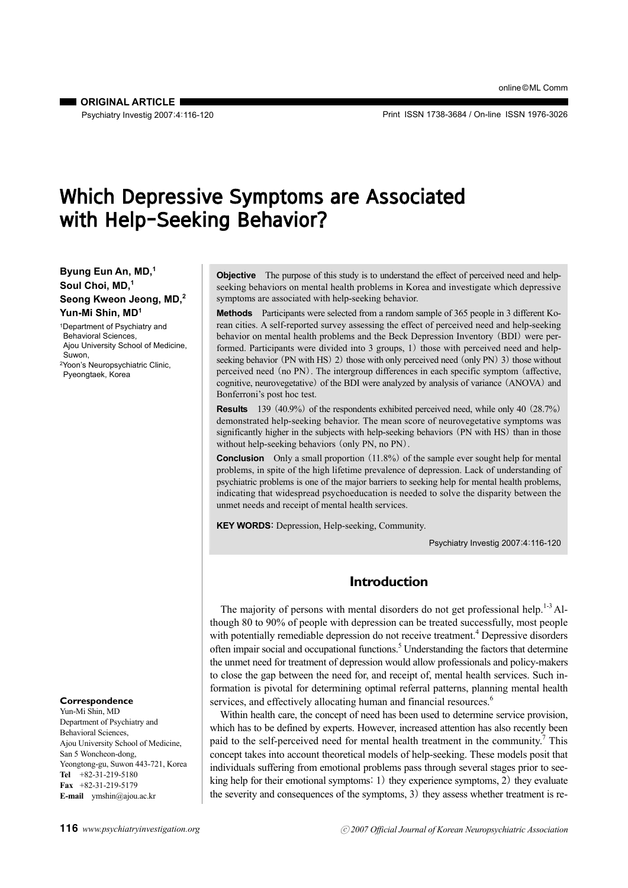ORIGINAL ARTICLE

# Which Depressive Symptoms are Associated with Help-Seeking Behavior?

**Byung Eun An, MD,[1] Soul Choi, MD,[1] Seong Kweon Jeong, MD,[2] Yun-Mi Shin, MD[1]**

[1]Department of Psychiatry and Behavioral Sciences, Ajou University School of Medicine, Suwon,
[2]Yoon's Neuropsychiatric Clinic, Pyeongtaek, Korea

**Objective** The purpose of this study is to understand the effect of perceived need and help-seeking behaviors on mental health problems in Korea and investigate which depressive symptoms are associated with help-seeking behavior.

**Methods** Participants were selected from a random sample of 365 people in 3 different Korean cities. A self-reported survey assessing the effect of perceived need and help-seeking behavior on mental health problems and the Beck Depression Inventory (BDI) were performed. Participants were divided into 3 groups, 1) those with perceived need and help-seeking behavior (PN with HS) 2) those with only perceived need (only PN) 3) those without perceived need (no PN). The intergroup differences in each specific symptom (affective, cognitive, neurovegetative) of the BDI were analyzed by analysis of variance (ANOVA) and Bonferroni's post hoc test.

**Results** 139 (40.9%) of the respondents exhibited perceived need, while only 40 (28.7%) demonstrated help-seeking behavior. The mean score of neurovegetative symptoms was significantly higher in the subjects with help-seeking behaviors (PN with HS) than in those without help-seeking behaviors (only PN, no PN).

**Conclusion** Only a small proportion (11.8%) of the sample ever sought help for mental problems, in spite of the high lifetime prevalence of depression. Lack of understanding of psychiatric problems is one of the major barriers to seeking help for mental health problems, indicating that widespread psychoeducation is needed to solve the disparity between the unmet needs and receipt of mental health services.

**KEY WORDS:** Depression, Help-seeking, Community.

## Introduction

The majority of persons with mental disorders do not get professional help.[1-3] Although 80 to 90% of people with depression can be treated successfully, most people with potentially remediable depression do not receive treatment.[4] Depressive disorders often impair social and occupational functions.[5] Understanding the factors that determine the unmet need for treatment of depression would allow professionals and policy-makers to close the gap between the need for, and receipt of, mental health services. Such information is pivotal for determining optimal referral patterns, planning mental health services, and effectively allocating human and financial resources.[6]

Within health care, the concept of need has been used to determine service provision, which has to be defined by experts. However, increased attention has also recently been paid to the self-perceived need for mental health treatment in the community.[7] This concept takes into account theoretical models of help-seeking. These models posit that individuals suffering from emotional problems pass through several stages prior to seeking help for their emotional symptoms: 1) they experience symptoms, 2) they evaluate the severity and consequences of the symptoms, 3) they assess whether treatment is re-

**Correspondence**
Yun-Mi Shin, MD
Department of Psychiatry and Behavioral Sciences,
Ajou University School of Medicine,
San 5 Woncheon-dong,
Yeongtong-gu, Suwon 443-721, Korea
**Tel** +82-31-219-5180
**Fax** +82-31-219-5179
**E-mail** ymshin@ajou.ac.kr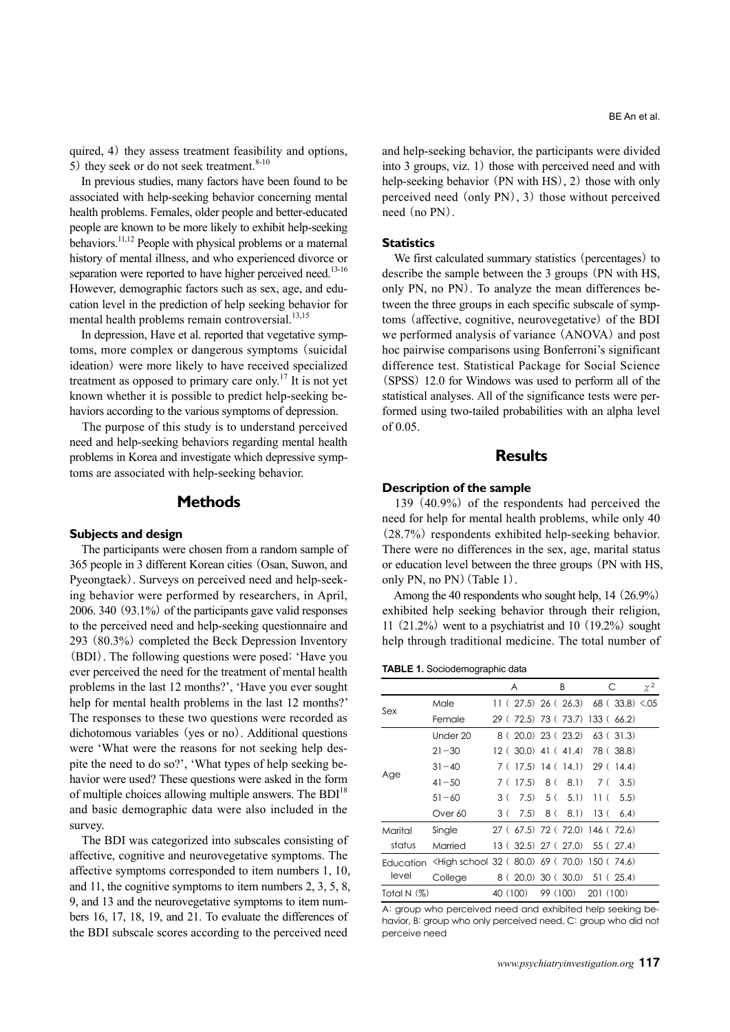quired, 4) they assess treatment feasibility and options, 5) they seek or do not seek treatment.[8-10]

In previous studies, many factors have been found to be associated with help-seeking behavior concerning mental health problems. Females, older people and better-educated people are known to be more likely to exhibit help-seeking behaviors.[11,12] People with physical problems or a maternal history of mental illness, and who experienced divorce or separation were reported to have higher perceived need.[13-16] However, demographic factors such as sex, age, and education level in the prediction of help seeking behavior for mental health problems remain controversial.[13,15]

In depression, Have et al. reported that vegetative symptoms, more complex or dangerous symptoms (suicidal ideation) were more likely to have received specialized treatment as opposed to primary care only.[17] It is not yet known whether it is possible to predict help-seeking behaviors according to the various symptoms of depression.

The purpose of this study is to understand perceived need and help-seeking behaviors regarding mental health problems in Korea and investigate which depressive symptoms are associated with help-seeking behavior.

## Methods

### Subjects and design

The participants were chosen from a random sample of 365 people in 3 different Korean cities (Osan, Suwon, and Pyeongtaek). Surveys on perceived need and help-seeking behavior were performed by researchers, in April, 2006. 340 (93.1%) of the participants gave valid responses to the perceived need and help-seeking questionnaire and 293 (80.3%) completed the Beck Depression Inventory (BDI). The following questions were posed; 'Have you ever perceived the need for the treatment of mental health problems in the last 12 months?', 'Have you ever sought help for mental health problems in the last 12 months?' The responses to these two questions were recorded as dichotomous variables (yes or no). Additional questions were 'What were the reasons for not seeking help despite the need to do so?', 'What types of help seeking behavior were used? These questions were asked in the form of multiple choices allowing multiple answers. The BDI[18] and basic demographic data were also included in the survey.

The BDI was categorized into subscales consisting of affective, cognitive and neurovegetative symptoms. The affective symptoms corresponded to item numbers 1, 10, and 11, the cognitive symptoms to item numbers 2, 3, 5, 8, 9, and 13 and the neurovegetative symptoms to item numbers 16, 17, 18, 19, and 21. To evaluate the differences of the BDI subscale scores according to the perceived need and help-seeking behavior, the participants were divided into 3 groups, viz. 1) those with perceived need and with help-seeking behavior (PN with HS), 2) those with only perceived need (only PN), 3) those without perceived need (no PN).

### Statistics

We first calculated summary statistics (percentages) to describe the sample between the 3 groups (PN with HS, only PN, no PN). To analyze the mean differences between the three groups in each specific subscale of symptoms (affective, cognitive, neurovegetative) of the BDI we performed analysis of variance (ANOVA) and post hoc pairwise comparisons using Bonferroni's significant difference test. Statistical Package for Social Science (SPSS) 12.0 for Windows was used to perform all of the statistical analyses. All of the significance tests were performed using two-tailed probabilities with an alpha level of 0.05.

## Results

### Description of the sample

139 (40.9%) of the respondents had perceived the need for help for mental health problems, while only 40 (28.7%) respondents exhibited help-seeking behavior. There were no differences in the sex, age, marital status or education level between the three groups (PN with HS, only PN, no PN) (Table 1).

Among the 40 respondents who sought help, 14 (26.9%) exhibited help seeking behavior through their religion, 11 (21.2%) went to a psychiatrist and 10 (19.2%) sought help through traditional medicine. The total number of

**TABLE 1.** Sociodemographic data

| | | A | B | C | $\chi^2$ |
|---|---|---|---|---|---|
| Sex | Male | 11 (27.5) | 26 (26.3) | 68 (33.8) | <.05 |
| | Female | 29 (72.5) | 73 (73.7) | 133 (66.2) | |
| Age | Under 20 | 8 (20.0) | 23 (23.2) | 63 (31.3) | |
| | 21–30 | 12 (30.0) | 41 (41.4) | 78 (38.8) | |
| | 31–40 | 7 (17.5) | 14 (14.1) | 29 (14.4) | |
| | 41–50 | 7 (17.5) | 8 (8.1) | 7 (3.5) | |
| | 51–60 | 3 (7.5) | 5 (5.1) | 11 (5.5) | |
| | Over 60 | 3 (7.5) | 8 (8.1) | 13 (6.4) | |
| Marital status | Single | 27 (67.5) | 72 (72.0) | 146 (72.6) | |
| | Married | 13 (32.5) | 27 (27.0) | 55 (27.4) | |
| Education level | <High school | 32 (80.0) | 69 (70.0) | 150 (74.6) | |
| | College | 8 (20.0) | 30 (30.0) | 51 (25.4) | |
| Total N (%) | | 40 (100) | 99 (100) | 201 (100) | |

A: group who perceived need and exhibited help seeking behavior, B: group who only perceived need, C: group who did not perceive need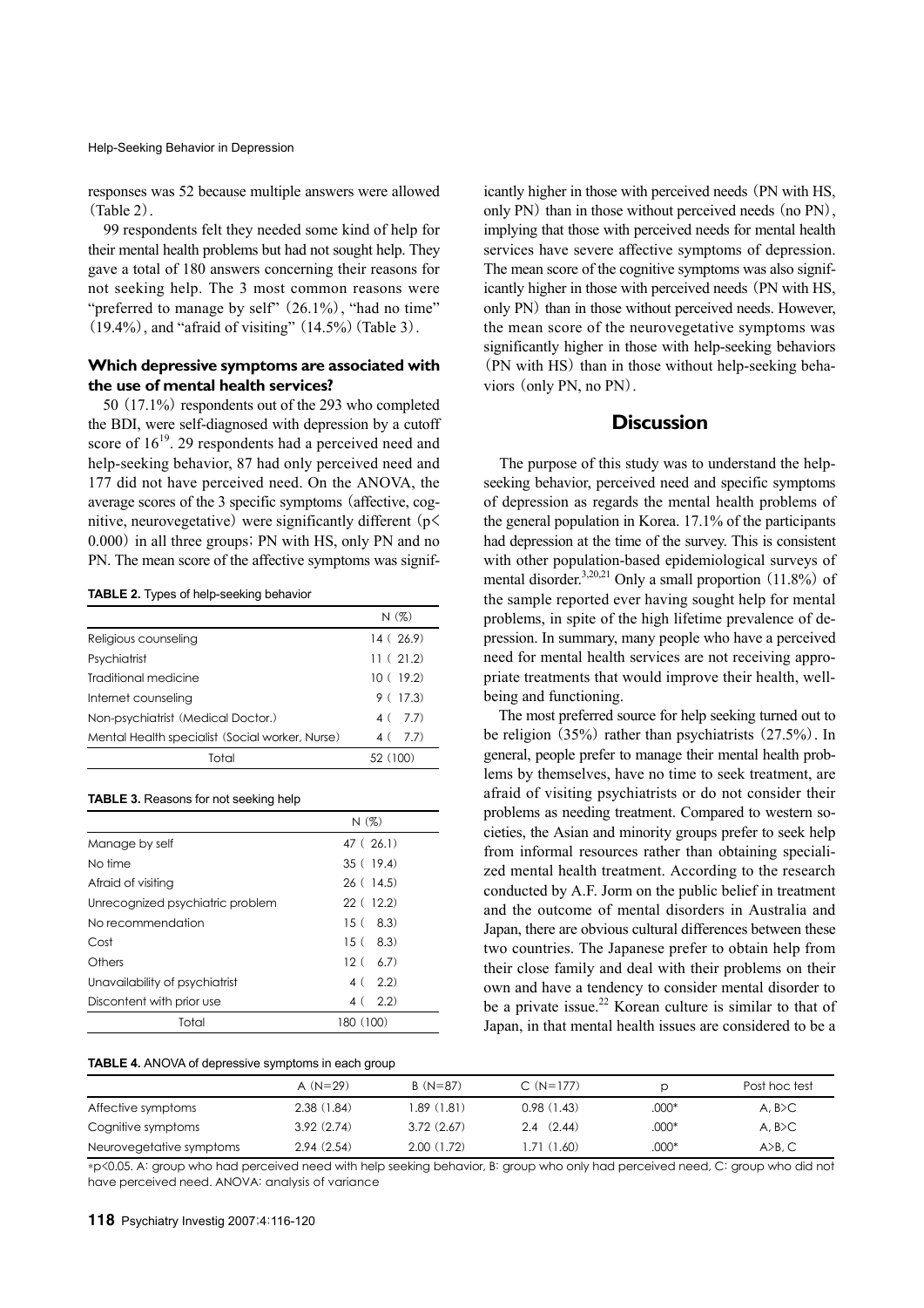responses was 52 because multiple answers were allowed (Table 2).

99 respondents felt they needed some kind of help for their mental health problems but had not sought help. They gave a total of 180 answers concerning their reasons for not seeking help. The 3 most common reasons were "preferred to manage by self" (26.1%), "had no time" (19.4%), and "afraid of visiting" (14.5%) (Table 3).

### Which depressive symptoms are associated with the use of mental health services?

50 (17.1%) respondents out of the 293 who completed the BDI, were self-diagnosed with depression by a cutoff score of 16[19]. 29 respondents had a perceived need and help-seeking behavior, 87 had only perceived need and 177 did not have perceived need. On the ANOVA, the average scores of the 3 specific symptoms (affective, cognitive, neurovegetative) were significantly different ($p < 0.000$) in all three groups; PN with HS, only PN and no PN. The mean score of the affective symptoms was significantly higher in those with perceived needs (PN with HS, only PN) than in those without perceived needs (no PN), implying that those with perceived needs for mental health services have severe affective symptoms of depression. The mean score of the cognitive symptoms was also significantly higher in those with perceived needs (PN with HS, only PN) than in those without perceived needs. However, the mean score of the neurovegetative symptoms was significantly higher in those with help-seeking behaviors (PN with HS) than in those without help-seeking behaviors (only PN, no PN).

**TABLE 2.** Types of help-seeking behavior

| | N (%) |
|---|---|
| Religious counseling | 14 ( 26.9) |
| Psychiatrist | 11 ( 21.2) |
| Traditional medicine | 10 ( 19.2) |
| Internet counseling | 9 ( 17.3) |
| Non-psychiatrist (Medical Doctor.) | 4 ( 7.7) |
| Mental Health specialist (Social worker, Nurse) | 4 ( 7.7) |
| Total | 52 (100) |

**TABLE 3.** Reasons for not seeking help

| | N (%) |
|---|---|
| Manage by self | 47 ( 26.1) |
| No time | 35 ( 19.4) |
| Afraid of visiting | 26 ( 14.5) |
| Unrecognized psychiatric problem | 22 ( 12.2) |
| No recommendation | 15 ( 8.3) |
| Cost | 15 ( 8.3) |
| Others | 12 ( 6.7) |
| Unavailability of psychiatrist | 4 ( 2.2) |
| Discontent with prior use | 4 ( 2.2) |
| Total | 180 (100) |

## Discussion

The purpose of this study was to understand the help-seeking behavior, perceived need and specific symptoms of depression as regards the mental health problems of the general population in Korea. 17.1% of the participants had depression at the time of the survey. This is consistent with other population-based epidemiological surveys of mental disorder.[3,20,21] Only a small proportion (11.8%) of the sample reported ever having sought help for mental problems, in spite of the high lifetime prevalence of depression. In summary, many people who have a perceived need for mental health services are not receiving appropriate treatments that would improve their health, well-being and functioning.

The most preferred source for help seeking turned out to be religion (35%) rather than psychiatrists (27.5%). In general, people prefer to manage their mental health problems by themselves, have no time to seek treatment, are afraid of visiting psychiatrists or do not consider their problems as needing treatment. Compared to western societies, the Asian and minority groups prefer to seek help from informal resources rather than obtaining specialized mental health treatment. According to the research conducted by A.F. Jorm on the public belief in treatment and the outcome of mental disorders in Australia and Japan, there are obvious cultural differences between these two countries. The Japanese prefer to obtain help from their close family and deal with their problems on their own and have a tendency to consider mental disorder to be a private issue.[22] Korean culture is similar to that of Japan, in that mental health issues are considered to be a

**TABLE 4.** ANOVA of depressive symptoms in each group

| | A (N=29) | B (N=87) | C (N=177) | p | Post hoc test |
|---|---|---|---|---|---|
| Affective symptoms | 2.38 (1.84) | 1.89 (1.81) | 0.98 (1.43) | .000* | A, B>C |
| Cognitive symptoms | 3.92 (2.74) | 3.72 (2.67) | 2.4 (2.44) | .000* | A, B>C |
| Neurovegetative symptoms | 2.94 (2.54) | 2.00 (1.72) | 1.71 (1.60) | .000* | A>B, C |

*$p<0.05$. A: group who had perceived need with help seeking behavior, B: group who only had perceived need, C: group who did not have perceived need. ANOVA: analysis of variance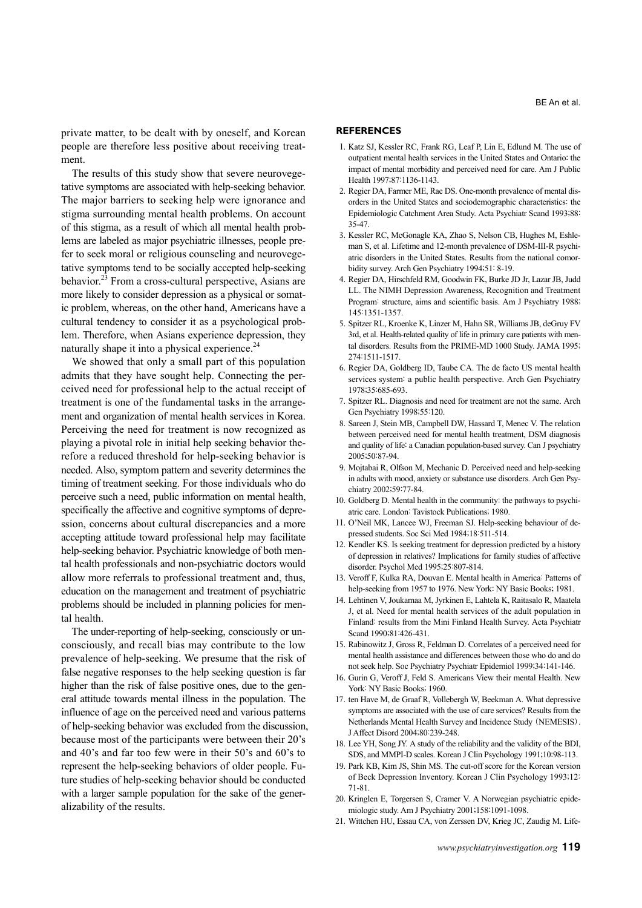private matter, to be dealt with by oneself, and Korean people are therefore less positive about receiving treatment.

The results of this study show that severe neurovegetative symptoms are associated with help-seeking behavior. The major barriers to seeking help were ignorance and stigma surrounding mental health problems. On account of this stigma, as a result of which all mental health problems are labeled as major psychiatric illnesses, people prefer to seek moral or religious counseling and neurovegetative symptoms tend to be socially accepted help-seeking behavior.[23] From a cross-cultural perspective, Asians are more likely to consider depression as a physical or somatic problem, whereas, on the other hand, Americans have a cultural tendency to consider it as a psychological problem. Therefore, when Asians experience depression, they naturally shape it into a physical experience.[24]

We showed that only a small part of this population admits that they have sought help. Connecting the perceived need for professional help to the actual receipt of treatment is one of the fundamental tasks in the arrangement and organization of mental health services in Korea. Perceiving the need for treatment is now recognized as playing a pivotal role in initial help seeking behavior therefore a reduced threshold for help-seeking behavior is needed. Also, symptom pattern and severity determines the timing of treatment seeking. For those individuals who do perceive such a need, public information on mental health, specifically the affective and cognitive symptoms of depression, concerns about cultural discrepancies and a more accepting attitude toward professional help may facilitate help-seeking behavior. Psychiatric knowledge of both mental health professionals and non-psychiatric doctors would allow more referrals to professional treatment and, thus, education on the management and treatment of psychiatric problems should be included in planning policies for mental health.

The under-reporting of help-seeking, consciously or unconsciously, and recall bias may contribute to the low prevalence of help-seeking. We presume that the risk of false negative responses to the help seeking question is far higher than the risk of false positive ones, due to the general attitude towards mental illness in the population. The influence of age on the perceived need and various patterns of help-seeking behavior was excluded from the discussion, because most of the participants were between their 20's and 40's and far too few were in their 50's and 60's to represent the help-seeking behaviors of older people. Future studies of help-seeking behavior should be conducted with a larger sample population for the sake of the generalizability of the results.

## REFERENCES

1. Katz SJ, Kessler RC, Frank RG, Leaf P, Lin E, Edlund M. The use of outpatient mental health services in the United States and Ontario: the impact of mental morbidity and perceived need for care. Am J Public Health 1997;87:1136-1143.
2. Regier DA, Farmer ME, Rae DS. One-month prevalence of mental disorders in the United States and sociodemographic characteristics: the Epidemiologic Catchment Area Study. Acta Psychiatr Scand 1993;88:35-47.
3. Kessler RC, McGonagle KA, Zhao S, Nelson CB, Hughes M, Eshleman S, et al. Lifetime and 12-month prevalence of DSM-III-R psychiatric disorders in the United States. Results from the national comorbidity survey. Arch Gen Psychiatry 1994;51: 8-19.
4. Regier DA, Hirschfeld RM, Goodwin FK, Burke JD Jr, Lazar JB, Judd LL. The NIMH Depression Awareness, Recognition and Treatment Program: structure, aims and scientific basis. Am J Psychiatry 1988;145:1351-1357.
5. Spitzer RL, Kroenke K, Linzer M, Hahn SR, Williams JB, deGruy FV 3rd, et al. Health-related quality of life in primary care patients with mental disorders. Results from the PRIME-MD 1000 Study. JAMA 1995;274:1511-1517.
6. Regier DA, Goldberg ID, Taube CA. The de facto US mental health services system: a public health perspective. Arch Gen Psychiatry 1978;35:685-693.
7. Spitzer RL. Diagnosis and need for treatment are not the same. Arch Gen Psychiatry 1998;55:120.
8. Sareen J, Stein MB, Campbell DW, Hassard T, Menec V. The relation between perceived need for mental health treatment, DSM diagnosis and quality of life: a Canadian population-based survey. Can J psychiatry 2005;50:87-94.
9. Mojtabai R, Olfson M, Mechanic D. Perceived need and help-seeking in adults with mood, anxiety or substance use disorders. Arch Gen Psychiatry 2002;59:77-84.
10. Goldberg D. Mental health in the community: the pathways to psychiatric care. London: Tavistock Publications; 1980.
11. O'Neil MK, Lancee WJ, Freeman SJ. Help-seeking behaviour of depressed students. Soc Sci Med 1984;18:511-514.
12. Kendler KS. Is seeking treatment for depression predicted by a history of depression in relatives? Implications for family studies of affective disorder. Psychol Med 1995;25:807-814.
13. Veroff F, Kulka RA, Douvan E. Mental health in America: Patterns of help-seeking from 1957 to 1976. New York: NY Basic Books; 1981.
14. Lehtinen V, Joukamaa M, Jyrkinen E, Lahtela K, Raitasalo R, Maatela J, et al. Need for mental health services of the adult population in Finland: results from the Mini Finland Health Survey. Acta Psychiatr Scand 1990;81:426-431.
15. Rabinowitz J, Gross R, Feldman D. Correlates of a perceived need for mental health assistance and differences between those who do and do not seek help. Soc Psychiatry Psychiatr Epidemiol 1999;34:141-146.
16. Gurin G, Veroff J, Feld S. Americans View their mental Health. New York: NY Basic Books; 1960.
17. ten Have M, de Graaf R, Vollebergh W, Beekman A. What depressive symptoms are associated with the use of care services? Results from the Netherlands Mental Health Survey and Incidence Study (NEMESIS). J Affect Disord 2004;80:239-248.
18. Lee YH, Song JY. A study of the reliability and the validity of the BDI, SDS, and MMPI-D scales. Korean J Clin Psychology 1991;10:98-113.
19. Park KB, Kim JS, Shin MS. The cut-off score for the Korean version of Beck Depression Inventory. Korean J Clin Psychology 1993;12:71-81.
20. Kringlen E, Torgersen S, Cramer V. A Norwegian psychiatric epidemiologic study. Am J Psychiatry 2001;158:1091-1098.
21. Wittchen HU, Essau CA, von Zerssen DV, Krieg JC, Zaudig M. Life-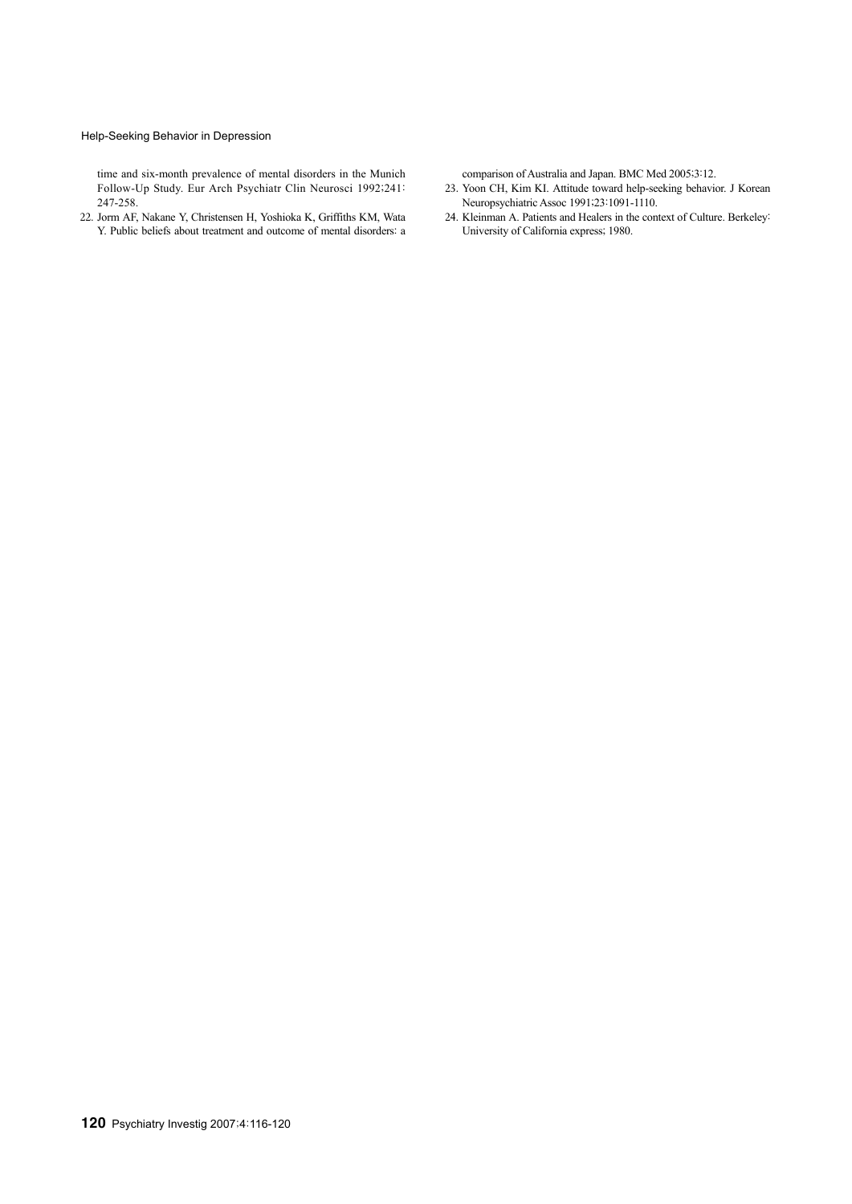time and six-month prevalence of mental disorders in the Munich Follow-Up Study. Eur Arch Psychiatr Clin Neurosci 1992;241:247-258.

22. Jorm AF, Nakane Y, Christensen H, Yoshioka K, Griffiths KM, Wata Y. Public beliefs about treatment and outcome of mental disorders: a comparison of Australia and Japan. BMC Med 2005;3:12.
23. Yoon CH, Kim KI. Attitude toward help-seeking behavior. J Korean Neuropsychiatric Assoc 1991;23:1091-1110.
24. Kleinman A. Patients and Healers in the context of Culture. Berkeley: University of California express; 1980.